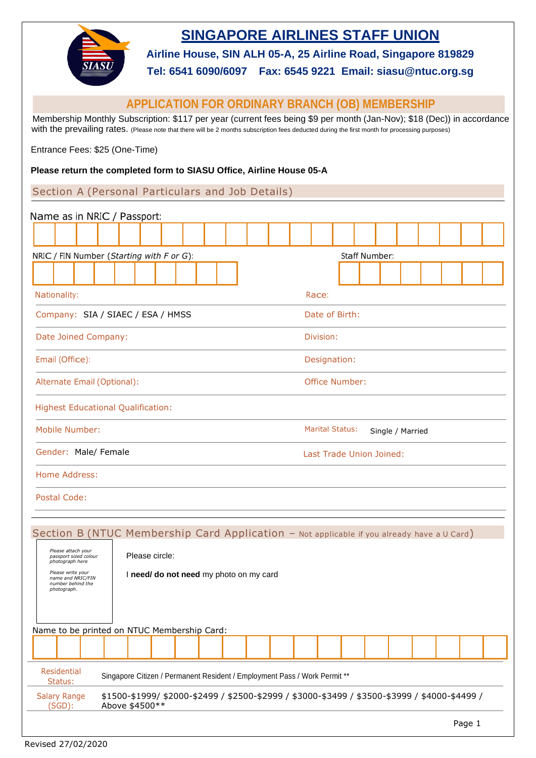# SINGAPORE AIRLINES STAFF UNION

**Airline House, SIN ALH 05-A, 25 Airline Road, Singapore 819829**

**Tel: 6541 6090/6097 Fax: 6545 9221 Email: siasu@ntuc.org.sg**

## APPLICATION FOR ORDINARY BRANCH (OB) MEMBERSHIP

Membership Monthly Subscription: $117 per year (current fees being $9 per month (Jan-Nov); $18 (Dec)) in accordance with the prevailing rates. (Please note that there will be 2 months subscription fees deducted during the first month for processing purposes)

Entrance Fees: $25 (One-Time)

**Please return the completed form to SIASU Office, Airline House 05-A**

### Section A (Personal Particulars and Job Details)

Name as in NRIC / Passport:

| | | | | | | | | | | | | | | | | | | | | | |
|---|---|---|---|---|---|---|---|---|---|---|---|---|---|---|---|---|---|---|---|---|---|

NRIC / FIN Number (*Starting with F or G*):

| | | | | | | | | | |
|---|---|---|---|---|---|---|---|---|---|

Staff Number:

| | | | | | | | |
|---|---|---|---|---|---|---|---|

| | |
|---|---|
| Nationality: | Race: |
| Company: SIA / SIAEC / ESA / HMSS | Date of Birth: |
| Date Joined Company: | Division: |
| Email (Office): | Designation: |
| Alternate Email (Optional): | Office Number: |
| Highest Educational Qualification: | |
| Mobile Number: | Marital Status: Single / Married |
| Gender: Male/ Female | Last Trade Union Joined: |
| Home Address: | |
| Postal Code: | |

### Section B (NTUC Membership Card Application – Not applicable if you already have a U Card)

*Please attach your passport sized colour photograph here*

*Please write your name and NRIC/FIN number behind the photograph.*

Please circle:

I **need/ do not need** my photo on my card

Name to be printed on NTUC Membership Card:

| | | | | | | | | | | | | | | | | | | | |
|---|---|---|---|---|---|---|---|---|---|---|---|---|---|---|---|---|---|---|---|

| | |
|---|---|
| Residential Status: | Singapore Citizen / Permanent Resident / Employment Pass / Work Permit ** |
| Salary Range (SGD): | $1500-$1999/ $2000-$2499 / $2500-$2999 / $3000-$3499 / $3500-$3999 / $4000-$4499 / Above $4500** |

Revised 27/02/2020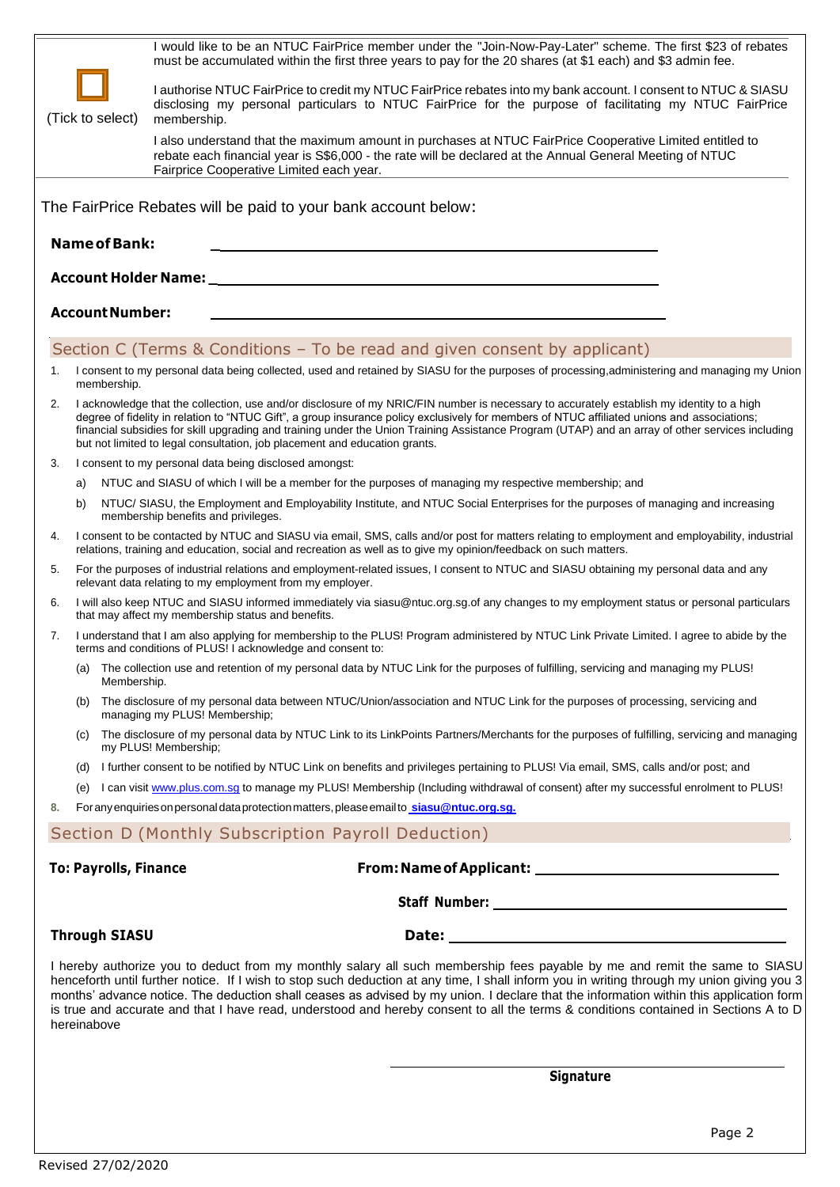☐ (Tick to select)

I would like to be an NTUC FairPrice member under the "Join-Now-Pay-Later" scheme. The first $23 of rebates must be accumulated within the first three years to pay for the 20 shares (at $1 each) and $3 admin fee.

I authorise NTUC FairPrice to credit my NTUC FairPrice rebates into my bank account. I consent to NTUC & SIASU disclosing my personal particulars to NTUC FairPrice for the purpose of facilitating my NTUC FairPrice membership.

I also understand that the maximum amount in purchases at NTUC FairPrice Cooperative Limited entitled to rebate each financial year is S$6,000 - the rate will be declared at the Annual General Meeting of NTUC Fairprice Cooperative Limited each year.

The FairPrice Rebates will be paid to your bank account below:

**Name of Bank:** ______________________________

**Account Holder Name:** ______________________________

**Account Number:** ______________________________

## Section C (Terms & Conditions – To be read and given consent by applicant)

1. I consent to my personal data being collected, used and retained by SIASU for the purposes of processing,administering and managing my Union membership.
2. I acknowledge that the collection, use and/or disclosure of my NRIC/FIN number is necessary to accurately establish my identity to a high degree of fidelity in relation to "NTUC Gift", a group insurance policy exclusively for members of NTUC affiliated unions and associations; financial subsidies for skill upgrading and training under the Union Training Assistance Program (UTAP) and an array of other services including but not limited to legal consultation, job placement and education grants.
3. I consent to my personal data being disclosed amongst:
   a) NTUC and SIASU of which I will be a member for the purposes of managing my respective membership; and
   b) NTUC/ SIASU, the Employment and Employability Institute, and NTUC Social Enterprises for the purposes of managing and increasing membership benefits and privileges.
4. I consent to be contacted by NTUC and SIASU via email, SMS, calls and/or post for matters relating to employment and employability, industrial relations, training and education, social and recreation as well as to give my opinion/feedback on such matters.
5. For the purposes of industrial relations and employment-related issues, I consent to NTUC and SIASU obtaining my personal data and any relevant data relating to my employment from my employer.
6. I will also keep NTUC and SIASU informed immediately via siasu@ntuc.org.sg.of any changes to my employment status or personal particulars that may affect my membership status and benefits.
7. I understand that I am also applying for membership to the PLUS! Program administered by NTUC Link Private Limited. I agree to abide by the terms and conditions of PLUS! I acknowledge and consent to:
   (a) The collection use and retention of my personal data by NTUC Link for the purposes of fulfilling, servicing and managing my PLUS! Membership.
   (b) The disclosure of my personal data between NTUC/Union/association and NTUC Link for the purposes of processing, servicing and managing my PLUS! Membership;
   (c) The disclosure of my personal data by NTUC Link to its LinkPoints Partners/Merchants for the purposes of fulfilling, servicing and managing my PLUS! Membership;
   (d) I further consent to be notified by NTUC Link on benefits and privileges pertaining to PLUS! Via email, SMS, calls and/or post; and
   (e) I can visit www.plus.com.sg to manage my PLUS! Membership (Including withdrawal of consent) after my successful enrolment to PLUS!
8. For any enquiries on personal data protection matters, please email to siasu@ntuc.org.sg.

## Section D (Monthly Subscription Payroll Deduction)

**To: Payrolls, Finance**

**From: Name of Applicant:** ______________________________

**Staff Number:** ______________________________

**Through SIASU**

**Date:** ______________________________

I hereby authorize you to deduct from my monthly salary all such membership fees payable by me and remit the same to SIASU henceforth until further notice. If I wish to stop such deduction at any time, I shall inform you in writing through my union giving you 3 months' advance notice. The deduction shall ceases as advised by my union. I declare that the information within this application form is true and accurate and that I have read, understood and hereby consent to all the terms & conditions contained in Sections A to D hereinabove

______________________________

**Signature**

Revised 27/02/2020